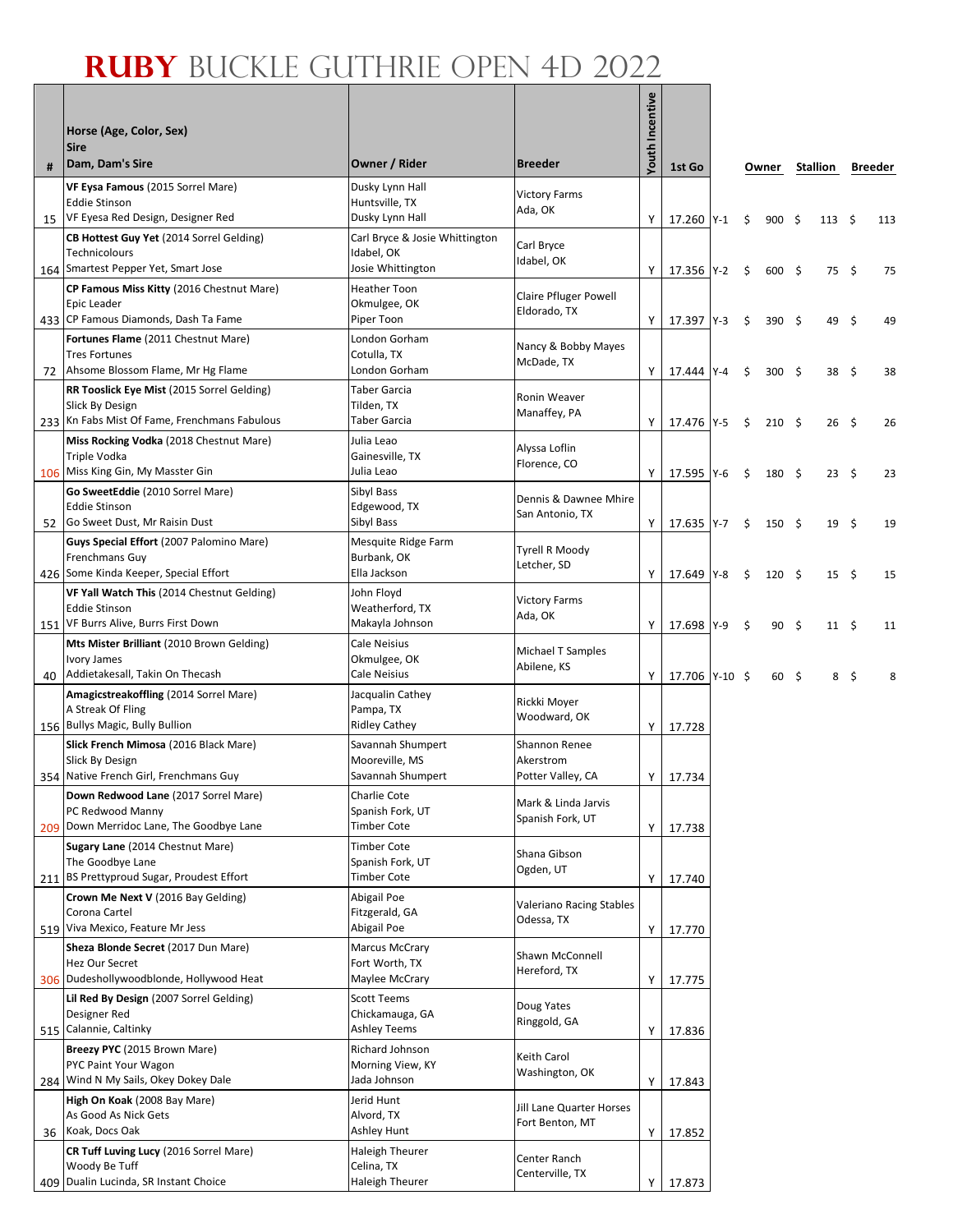# RUBY BUCKLE GUTHRIE OPEN 4D 2022

| # | Horse (Age, Color, Sex)<br>Sire<br>Dam, Dam's Sire | Owner / Rider | Breeder | Youth Incentive | 1st Go | | Owner | Stallion | Breeder |
|---|---|---|---|---|---|---|---|---|---|
| 15 | **VF Eysa Famous** (2015 Sorrel Mare)<br>Eddie Stinson<br>VF Eyesa Red Design, Designer Red | Dusky Lynn Hall<br>Huntsville, TX<br>Dusky Lynn Hall | Victory Farms<br>Ada, OK | Y | 17.260 | Y-1 | $ 900 | $ 113 | $ 113 |
| 164 | **CB Hottest Guy Yet** (2014 Sorrel Gelding)<br>Technicolours<br>Smartest Pepper Yet, Smart Jose | Carl Bryce & Josie Whittington<br>Idabel, OK<br>Josie Whittington | Carl Bryce<br>Idabel, OK | Y | 17.356 | Y-2 | $ 600 | $ 75 | $ 75 |
| 433 | **CP Famous Miss Kitty** (2016 Chestnut Mare)<br>Epic Leader<br>CP Famous Diamonds, Dash Ta Fame | Heather Toon<br>Okmulgee, OK<br>Piper Toon | Claire Pfluger Powell<br>Eldorado, TX | Y | 17.397 | Y-3 | $ 390 | $ 49 | $ 49 |
| 72 | **Fortunes Flame** (2011 Chestnut Mare)<br>Tres Fortunes<br>Ahsome Blossom Flame, Mr Hg Flame | London Gorham<br>Cotulla, TX<br>London Gorham | Nancy & Bobby Mayes<br>McDade, TX | Y | 17.444 | Y-4 | $ 300 | $ 38 | $ 38 |
| 233 | **RR Tooslick Eye Mist** (2015 Sorrel Gelding)<br>Slick By Design<br>Kn Fabs Mist Of Fame, Frenchmans Fabulous | Taber Garcia<br>Tilden, TX<br>Taber Garcia | Ronin Weaver<br>Manaffey, PA | Y | 17.476 | Y-5 | $ 210 | $ 26 | $ 26 |
| 106 | **Miss Rocking Vodka** (2018 Chestnut Mare)<br>Triple Vodka<br>Miss King Gin, My Masster Gin | Julia Leao<br>Gainesville, TX<br>Julia Leao | Alyssa Loflin<br>Florence, CO | Y | 17.595 | Y-6 | $ 180 | $ 23 | $ 23 |
| 52 | **Go SweetEddie** (2010 Sorrel Mare)<br>Eddie Stinson<br>Go Sweet Dust, Mr Raisin Dust | Sibyl Bass<br>Edgewood, TX<br>Sibyl Bass | Dennis & Dawnee Mhire<br>San Antonio, TX | Y | 17.635 | Y-7 | $ 150 | $ 19 | $ 19 |
| 426 | **Guys Special Effort** (2007 Palomino Mare)<br>Frenchmans Guy<br>Some Kinda Keeper, Special Effort | Mesquite Ridge Farm<br>Burbank, OK<br>Ella Jackson | Tyrell R Moody<br>Letcher, SD | Y | 17.649 | Y-8 | $ 120 | $ 15 | $ 15 |
| 151 | **VF Yall Watch This** (2014 Chestnut Gelding)<br>Eddie Stinson<br>VF Burrs Alive, Burrs First Down | John Floyd<br>Weatherford, TX<br>Makayla Johnson | Victory Farms<br>Ada, OK | Y | 17.698 | Y-9 | $ 90 | $ 11 | $ 11 |
| 40 | **Mts Mister Brilliant** (2010 Brown Gelding)<br>Ivory James<br>Addietakesall, Takin On Thecash | Cale Neisius<br>Okmulgee, OK<br>Cale Neisius | Michael T Samples<br>Abilene, KS | Y | 17.706 | Y-10 | $ 60 | $ 8 | $ 8 |
| 156 | **Amagicstreakoffling** (2014 Sorrel Mare)<br>A Streak Of Fling<br>Bullys Magic, Bully Bullion | Jacqualin Cathey<br>Pampa, TX<br>Ridley Cathey | Rickki Moyer<br>Woodward, OK | Y | 17.728 | | | | |
| 354 | **Slick French Mimosa** (2016 Black Mare)<br>Slick By Design<br>Native French Girl, Frenchmans Guy | Savannah Shumpert<br>Mooreville, MS<br>Savannah Shumpert | Shannon Renee Akerstrom<br>Potter Valley, CA | Y | 17.734 | | | | |
| 209 | **Down Redwood Lane** (2017 Sorrel Mare)<br>PC Redwood Manny<br>Down Merridoc Lane, The Goodbye Lane | Charlie Cote<br>Spanish Fork, UT<br>Timber Cote | Mark & Linda Jarvis<br>Spanish Fork, UT | Y | 17.738 | | | | |
| 211 | **Sugary Lane** (2014 Chestnut Mare)<br>The Goodbye Lane<br>BS Prettyproud Sugar, Proudest Effort | Timber Cote<br>Spanish Fork, UT<br>Timber Cote | Shana Gibson<br>Ogden, UT | Y | 17.740 | | | | |
| 519 | **Crown Me Next V** (2016 Bay Gelding)<br>Corona Cartel<br>Viva Mexico, Feature Mr Jess | Abigail Poe<br>Fitzgerald, GA<br>Abigail Poe | Valeriano Racing Stables<br>Odessa, TX | Y | 17.770 | | | | |
| 306 | **Sheza Blonde Secret** (2017 Dun Mare)<br>Hez Our Secret<br>Dudeshollywoodblonde, Hollywood Heat | Marcus McCrary<br>Fort Worth, TX<br>Maylee McCrary | Shawn McConnell<br>Hereford, TX | Y | 17.775 | | | | |
| 515 | **Lil Red By Design** (2007 Sorrel Gelding)<br>Designer Red<br>Calannie, Caltinky | Scott Teems<br>Chickamauga, GA<br>Ashley Teems | Doug Yates<br>Ringgold, GA | Y | 17.836 | | | | |
| 284 | **Breezy PYC** (2015 Brown Mare)<br>PYC Paint Your Wagon<br>Wind N My Sails, Okey Dokey Dale | Richard Johnson<br>Morning View, KY<br>Jada Johnson | Keith Carol<br>Washington, OK | Y | 17.843 | | | | |
| 36 | **High On Koak** (2008 Bay Mare)<br>As Good As Nick Gets<br>Koak, Docs Oak | Jerid Hunt<br>Alvord, TX<br>Ashley Hunt | Jill Lane Quarter Horses<br>Fort Benton, MT | Y | 17.852 | | | | |
| 409 | **CR Tuff Luving Lucy** (2016 Sorrel Mare)<br>Woody Be Tuff<br>Dualin Lucinda, SR Instant Choice | Haleigh Theurer<br>Celina, TX<br>Haleigh Theurer | Center Ranch<br>Centerville, TX | Y | 17.873 | | | | |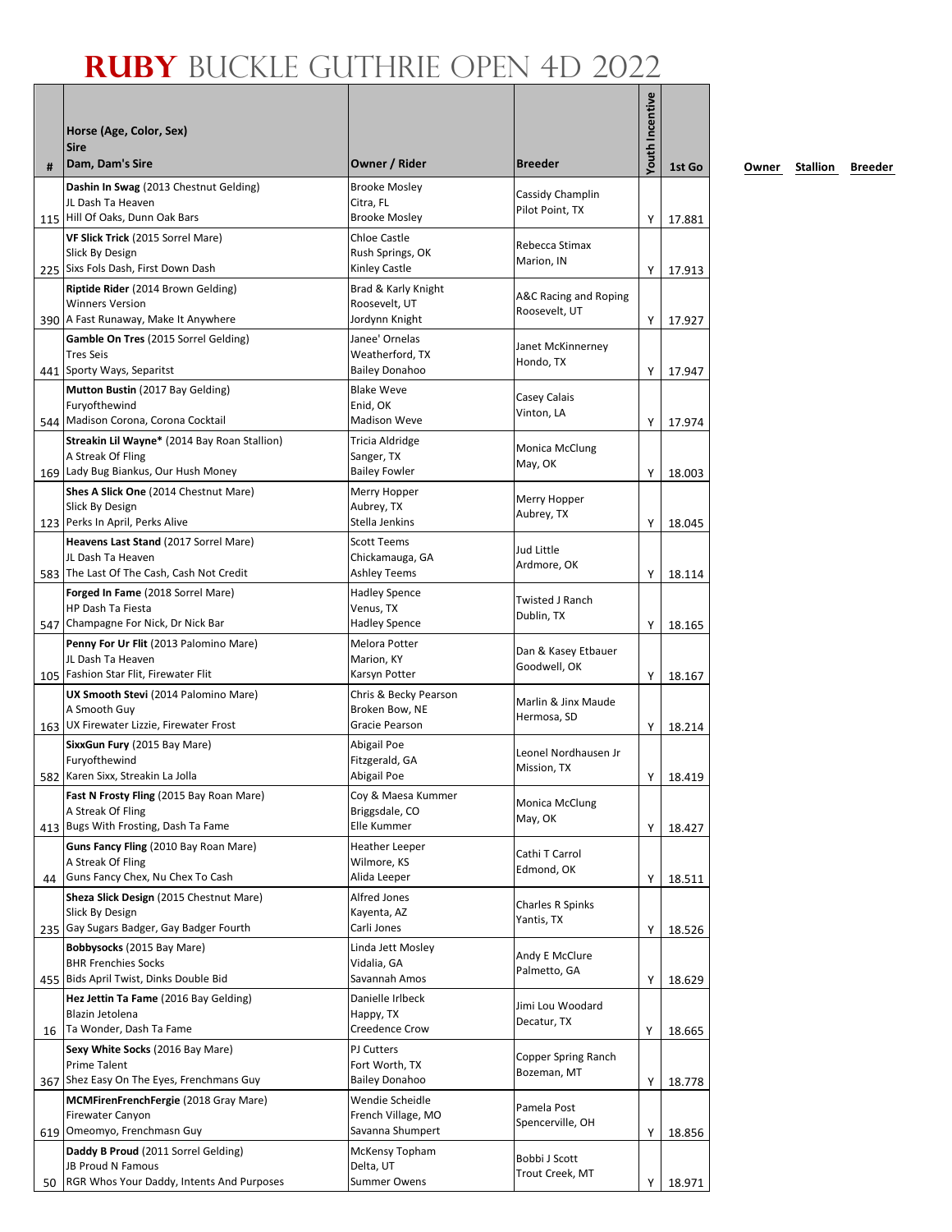# RUBY BUCKLE GUTHRIE OPEN 4D 2022

| # | Horse (Age, Color, Sex)<br>Sire<br>Dam, Dam's Sire | Owner / Rider | Breeder | Youth Incentive | 1st Go | Owner | Stallion | Breeder |
|---|---|---|---|---|---|---|---|---|
| 115 | **Dashin In Swag** (2013 Chestnut Gelding)<br>JL Dash Ta Heaven<br>Hill Of Oaks, Dunn Oak Bars | Brooke Mosley<br>Citra, FL<br>Brooke Mosley | Cassidy Champlin<br>Pilot Point, TX | Y | 17.881 | | | |
| 225 | **VF Slick Trick** (2015 Sorrel Mare)<br>Slick By Design<br>Sixs Fols Dash, First Down Dash | Chloe Castle<br>Rush Springs, OK<br>Kinley Castle | Rebecca Stimax<br>Marion, IN | Y | 17.913 | | | |
| 390 | **Riptide Rider** (2014 Brown Gelding)<br>Winners Version<br>A Fast Runaway, Make It Anywhere | Brad & Karly Knight<br>Roosevelt, UT<br>Jordynn Knight | A&C Racing and Roping<br>Roosevelt, UT | Y | 17.927 | | | |
| 441 | **Gamble On Tres** (2015 Sorrel Gelding)<br>Tres Seis<br>Sporty Ways, Separitst | Janee' Ornelas<br>Weatherford, TX<br>Bailey Donahoo | Janet McKinnerney<br>Hondo, TX | Y | 17.947 | | | |
| 544 | **Mutton Bustin** (2017 Bay Gelding)<br>Furyofthewind<br>Madison Corona, Corona Cocktail | Blake Weve<br>Enid, OK<br>Madison Weve | Casey Calais<br>Vinton, LA | Y | 17.974 | | | |
| 169 | **Streakin Lil Wayne*** (2014 Bay Roan Stallion)<br>A Streak Of Fling<br>Lady Bug Biankus, Our Hush Money | Tricia Aldridge<br>Sanger, TX<br>Bailey Fowler | Monica McClung<br>May, OK | Y | 18.003 | | | |
| 123 | **Shes A Slick One** (2014 Chestnut Mare)<br>Slick By Design<br>Perks In April, Perks Alive | Merry Hopper<br>Aubrey, TX<br>Stella Jenkins | Merry Hopper<br>Aubrey, TX | Y | 18.045 | | | |
| 583 | **Heavens Last Stand** (2017 Sorrel Mare)<br>JL Dash Ta Heaven<br>The Last Of The Cash, Cash Not Credit | Scott Teems<br>Chickamauga, GA<br>Ashley Teems | Jud Little<br>Ardmore, OK | Y | 18.114 | | | |
| 547 | **Forged In Fame** (2018 Sorrel Mare)<br>HP Dash Ta Fiesta<br>Champagne For Nick, Dr Nick Bar | Hadley Spence<br>Venus, TX<br>Hadley Spence | Twisted J Ranch<br>Dublin, TX | Y | 18.165 | | | |
| 105 | **Penny For Ur Flit** (2013 Palomino Mare)<br>JL Dash Ta Heaven<br>Fashion Star Flit, Firewater Flit | Melora Potter<br>Marion, KY<br>Karsyn Potter | Dan & Kasey Etbauer<br>Goodwell, OK | Y | 18.167 | | | |
| 163 | **UX Smooth Stevi** (2014 Palomino Mare)<br>A Smooth Guy<br>UX Firewater Lizzie, Firewater Frost | Chris & Becky Pearson<br>Broken Bow, NE<br>Gracie Pearson | Marlin & Jinx Maude<br>Hermosa, SD | Y | 18.214 | | | |
| 582 | **SixxGun Fury** (2015 Bay Mare)<br>Furyofthewind<br>Karen Sixx, Streakin La Jolla | Abigail Poe<br>Fitzgerald, GA<br>Abigail Poe | Leonel Nordhausen Jr<br>Mission, TX | Y | 18.419 | | | |
| 413 | **Fast N Frosty Fling** (2015 Bay Roan Mare)<br>A Streak Of Fling<br>Bugs With Frosting, Dash Ta Fame | Coy & Maesa Kummer<br>Briggsdale, CO<br>Elle Kummer | Monica McClung<br>May, OK | Y | 18.427 | | | |
| 44 | **Guns Fancy Fling** (2010 Bay Roan Mare)<br>A Streak Of Fling<br>Guns Fancy Chex, Nu Chex To Cash | Heather Leeper<br>Wilmore, KS<br>Alida Leeper | Cathi T Carrol<br>Edmond, OK | Y | 18.511 | | | |
| 235 | **Sheza Slick Design** (2015 Chestnut Mare)<br>Slick By Design<br>Gay Sugars Badger, Gay Badger Fourth | Alfred Jones<br>Kayenta, AZ<br>Carli Jones | Charles R Spinks<br>Yantis, TX | Y | 18.526 | | | |
| 455 | **Bobbysocks** (2015 Bay Mare)<br>BHR Frenchies Socks<br>Bids April Twist, Dinks Double Bid | Linda Jett Mosley<br>Vidalia, GA<br>Savannah Amos | Andy E McClure<br>Palmetto, GA | Y | 18.629 | | | |
| 16 | **Hez Jettin Ta Fame** (2016 Bay Gelding)<br>Blazin Jetolena<br>Ta Wonder, Dash Ta Fame | Danielle Irlbeck<br>Happy, TX<br>Creedence Crow | Jimi Lou Woodard<br>Decatur, TX | Y | 18.665 | | | |
| 367 | **Sexy White Socks** (2016 Bay Mare)<br>Prime Talent<br>Shez Easy On The Eyes, Frenchmans Guy | PJ Cutters<br>Fort Worth, TX<br>Bailey Donahoo | Copper Spring Ranch<br>Bozeman, MT | Y | 18.778 | | | |
| 619 | **MCMFirenFrenchFergie** (2018 Gray Mare)<br>Firewater Canyon<br>Omeomyo, Frenchmasn Guy | Wendie Scheidle<br>French Village, MO<br>Savanna Shumpert | Pamela Post<br>Spencerville, OH | Y | 18.856 | | | |
| 50 | **Daddy B Proud** (2011 Sorrel Gelding)<br>JB Proud N Famous<br>RGR Whos Your Daddy, Intents And Purposes | McKensy Topham<br>Delta, UT<br>Summer Owens | Bobbi J Scott<br>Trout Creek, MT | Y | 18.971 | | | |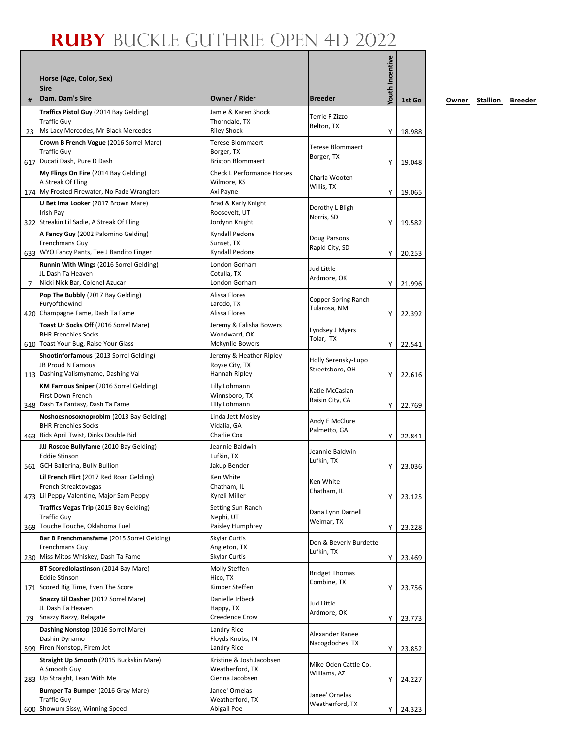# RUBY BUCKLE GUTHRIE OPEN 4D 2022

| # | Horse (Age, Color, Sex)<br>Sire<br>Dam, Dam's Sire | Owner / Rider | Breeder | Youth Incentive | 1st Go | Owner | Stallion | Breeder |
|---|---|---|---|---|---|---|---|---|
| 23 | **Traffics Pistol Guy** (2014 Bay Gelding)<br>Traffic Guy<br>Ms Lacy Mercedes, Mr Black Mercedes | Jamie & Karen Shock<br>Thorndale, TX<br>Riley Shock | Terrie F Zizzo<br>Belton, TX | Y | 18.988 | | | |
| 617 | **Crown B French Vogue** (2016 Sorrel Mare)<br>Traffic Guy<br>Ducati Dash, Pure D Dash | Terese Blommaert<br>Borger, TX<br>Brixton Blommaert | Terese Blommaert<br>Borger, TX | Y | 19.048 | | | |
| 174 | **My Flings On Fire** (2014 Bay Gelding)<br>A Streak Of Fling<br>My Frosted Firewater, No Fade Wranglers | Check L Performance Horses<br>Wilmore, KS<br>Axi Payne | Charla Wooten<br>Willis, TX | Y | 19.065 | | | |
| 322 | **U Bet Ima Looker** (2017 Brown Mare)<br>Irish Pay<br>Streakin Lil Sadie, A Streak Of Fling | Brad & Karly Knight<br>Roosevelt, UT<br>Jordynn Knight | Dorothy L Bligh<br>Norris, SD | Y | 19.582 | | | |
| 633 | **A Fancy Guy** (2002 Palomino Gelding)<br>Frenchmans Guy<br>WYO Fancy Pants, Tee J Bandito Finger | Kyndall Pedone<br>Sunset, TX<br>Kyndall Pedone | Doug Parsons<br>Rapid City, SD | Y | 20.253 | | | |
| 7 | **Runnin With Wings** (2016 Sorrel Gelding)<br>JL Dash Ta Heaven<br>Nicki Nick Bar, Colonel Azucar | London Gorham<br>Cotulla, TX<br>London Gorham | Jud Little<br>Ardmore, OK | Y | 21.996 | | | |
| 420 | **Pop The Bubbly** (2017 Bay Gelding)<br>Furyofthewind<br>Champagne Fame, Dash Ta Fame | Alissa Flores<br>Laredo, TX<br>Alissa Flores | Copper Spring Ranch<br>Tularosa, NM | Y | 22.392 | | | |
| 610 | **Toast Ur Socks Off** (2016 Sorrel Mare)<br>BHR Frenchies Socks<br>Toast Your Bug, Raise Your Glass | Jeremy & Falisha Bowers<br>Woodward, OK<br>McKynlie Bowers | Lyndsey J Myers<br>Tolar, TX | Y | 22.541 | | | |
| 113 | **Shootinforfamous** (2013 Sorrel Gelding)<br>JB Proud N Famous<br>Dashing Valismyname, Dashing Val | Jeremy & Heather Ripley<br>Royse City, TX<br>Hannah Ripley | Holly Serensky-Lupo<br>Streetsboro, OH | Y | 22.616 | | | |
| 348 | **KM Famous Sniper** (2016 Sorrel Gelding)<br>First Down French<br>Dash Ta Fantasy, Dash Ta Fame | Lilly Lohmann<br>Winnsboro, TX<br>Lilly Lohmann | Katie McCaslan<br>Raisin City, CA | Y | 22.769 | | | |
| 463 | **Noshoesnosoxnoproblm** (2013 Bay Gelding)<br>BHR Frenchies Socks<br>Bids April Twist, Dinks Double Bid | Linda Jett Mosley<br>Vidalia, GA<br>Charlie Cox | Andy E McClure<br>Palmetto, GA | Y | 22.841 | | | |
| 561 | **JJJ Roscoe Bullyfame** (2010 Bay Gelding)<br>Eddie Stinson<br>GCH Ballerina, Bully Bullion | Jeannie Baldwin<br>Lufkin, TX<br>Jakup Bender | Jeannie Baldwin<br>Lufkin, TX | Y | 23.036 | | | |
| 473 | **Lil French Flirt** (2017 Red Roan Gelding)<br>French Streaktovegas<br>Lil Peppy Valentine, Major Sam Peppy | Ken White<br>Chatham, IL<br>Kynzli Miller | Ken White<br>Chatham, IL | Y | 23.125 | | | |
| 369 | **Traffics Vegas Trip** (2015 Bay Gelding)<br>Traffic Guy<br>Touche Touche, Oklahoma Fuel | Setting Sun Ranch<br>Nephi, UT<br>Paisley Humphrey | Dana Lynn Darnell<br>Weimar, TX | Y | 23.228 | | | |
| 230 | **Bar B Frenchmansfame** (2015 Sorrel Gelding)<br>Frenchmans Guy<br>Miss Mitos Whiskey, Dash Ta Fame | Skylar Curtis<br>Angleton, TX<br>Skylar Curtis | Don & Beverly Burdette<br>Lufkin, TX | Y | 23.469 | | | |
| 171 | **BT Scoredlolastinson** (2014 Bay Mare)<br>Eddie Stinson<br>Scored Big Time, Even The Score | Molly Steffen<br>Hico, TX<br>Kimber Steffen | Bridget Thomas<br>Combine, TX | Y | 23.756 | | | |
| 79 | **Snazzy Lil Dasher** (2012 Sorrel Mare)<br>JL Dash Ta Heaven<br>Snazzy Nazzy, Relagate | Danielle Irlbeck<br>Happy, TX<br>Creedence Crow | Jud Little<br>Ardmore, OK | Y | 23.773 | | | |
| 599 | **Dashing Nonstop** (2016 Sorrel Mare)<br>Dashin Dynamo<br>Firen Nonstop, Firem Jet | Landry Rice<br>Floyds Knobs, IN<br>Landry Rice | Alexander Ranee<br>Nacogdoches, TX | Y | 23.852 | | | |
| 283 | **Straight Up Smooth** (2015 Buckskin Mare)<br>A Smooth Guy<br>Up Straight, Lean With Me | Kristine & Josh Jacobsen<br>Weatherford, TX<br>Cienna Jacobsen | Mike Oden Cattle Co.<br>Williams, AZ | Y | 24.227 | | | |
| 600 | **Bumper Ta Bumper** (2016 Gray Mare)<br>Traffic Guy<br>Showum Sissy, Winning Speed | Janee' Ornelas<br>Weatherford, TX<br>Abigail Poe | Janee' Ornelas<br>Weatherford, TX | Y | 24.323 | | | |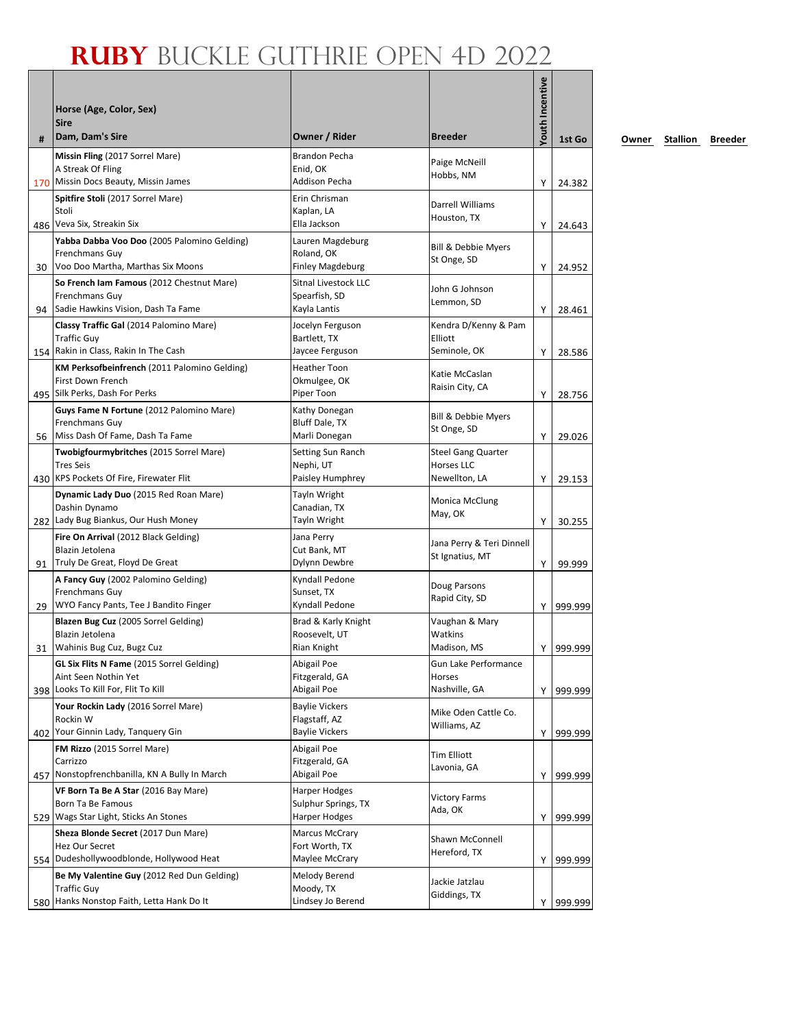# Ruby Buckle Guthrie Open 4D 2022

| # | Horse (Age, Color, Sex)<br>Sire<br>Dam, Dam's Sire | Owner / Rider | Breeder | Youth Incentive | 1st Go | Owner | Stallion | Breeder |
|---|---|---|---|---|---|---|---|---|
| 170 | **Missin Fling** (2017 Sorrel Mare)<br>A Streak Of Fling<br>Missin Docs Beauty, Missin James | Brandon Pecha<br>Enid, OK<br>Addison Pecha | Paige McNeill<br>Hobbs, NM | Y | 24.382 | | | |
| 486 | **Spitfire Stoli** (2017 Sorrel Mare)<br>Stoli<br>Veva Six, Streakin Six | Erin Chrisman<br>Kaplan, LA<br>Ella Jackson | Darrell Williams<br>Houston, TX | Y | 24.643 | | | |
| 30 | **Yabba Dabba Voo Doo** (2005 Palomino Gelding)<br>Frenchmans Guy<br>Voo Doo Martha, Marthas Six Moons | Lauren Magdeburg<br>Roland, OK<br>Finley Magdeburg | Bill & Debbie Myers<br>St Onge, SD | Y | 24.952 | | | |
| 94 | **So French Iam Famous** (2012 Chestnut Mare)<br>Frenchmans Guy<br>Sadie Hawkins Vision, Dash Ta Fame | Sitnal Livestock LLC<br>Spearfish, SD<br>Kayla Lantis | John G Johnson<br>Lemmon, SD | Y | 28.461 | | | |
| 154 | **Classy Traffic Gal** (2014 Palomino Mare)<br>Traffic Guy<br>Rakin in Class, Rakin In The Cash | Jocelyn Ferguson<br>Bartlett, TX<br>Jaycee Ferguson | Kendra D/Kenny & Pam Elliott<br>Seminole, OK | Y | 28.586 | | | |
| 495 | **KM Perksofbeinfrench** (2011 Palomino Gelding)<br>First Down French<br>Silk Perks, Dash For Perks | Heather Toon<br>Okmulgee, OK<br>Piper Toon | Katie McCaslan<br>Raisin City, CA | Y | 28.756 | | | |
| 56 | **Guys Fame N Fortune** (2012 Palomino Mare)<br>Frenchmans Guy<br>Miss Dash Of Fame, Dash Ta Fame | Kathy Donegan<br>Bluff Dale, TX<br>Marli Donegan | Bill & Debbie Myers<br>St Onge, SD | Y | 29.026 | | | |
| 430 | **Twobigfourmybritches** (2015 Sorrel Mare)<br>Tres Seis<br>KPS Pockets Of Fire, Firewater Flit | Setting Sun Ranch<br>Nephi, UT<br>Paisley Humphrey | Steel Gang Quarter Horses LLC<br>Newellton, LA | Y | 29.153 | | | |
| 282 | **Dynamic Lady Duo** (2015 Red Roan Mare)<br>Dashin Dynamo<br>Lady Bug Biankus, Our Hush Money | Tayln Wright<br>Canadian, TX<br>Tayln Wright | Monica McClung<br>May, OK | Y | 30.255 | | | |
| 91 | **Fire On Arrival** (2012 Black Gelding)<br>Blazin Jetolena<br>Truly De Great, Floyd De Great | Jana Perry<br>Cut Bank, MT<br>Dylynn Dewbre | Jana Perry & Teri Dinnell<br>St Ignatius, MT | Y | 99.999 | | | |
| 29 | **A Fancy Guy** (2002 Palomino Gelding)<br>Frenchmans Guy<br>WYO Fancy Pants, Tee J Bandito Finger | Kyndall Pedone<br>Sunset, TX<br>Kyndall Pedone | Doug Parsons<br>Rapid City, SD | Y | 999.999 | | | |
| 31 | **Blazen Bug Cuz** (2005 Sorrel Gelding)<br>Blazin Jetolena<br>Wahinis Bug Cuz, Bugz Cuz | Brad & Karly Knight<br>Roosevelt, UT<br>Rian Knight | Vaughan & Mary Watkins<br>Madison, MS | Y | 999.999 | | | |
| 398 | **GL Six Flits N Fame** (2015 Sorrel Gelding)<br>Aint Seen Nothin Yet<br>Looks To Kill For, Flit To Kill | Abigail Poe<br>Fitzgerald, GA<br>Abigail Poe | Gun Lake Performance Horses<br>Nashville, GA | Y | 999.999 | | | |
| 402 | **Your Rockin Lady** (2016 Sorrel Mare)<br>Rockin W<br>Your Ginnin Lady, Tanquery Gin | Baylie Vickers<br>Flagstaff, AZ<br>Baylie Vickers | Mike Oden Cattle Co.<br>Williams, AZ | Y | 999.999 | | | |
| 457 | **FM Rizzo** (2015 Sorrel Mare)<br>Carrizzo<br>Nonstopfrenchbanilla, KN A Bully In March | Abigail Poe<br>Fitzgerald, GA<br>Abigail Poe | Tim Elliott<br>Lavonia, GA | Y | 999.999 | | | |
| 529 | **VF Born Ta Be A Star** (2016 Bay Mare)<br>Born Ta Be Famous<br>Wags Star Light, Sticks An Stones | Harper Hodges<br>Sulphur Springs, TX<br>Harper Hodges | Victory Farms<br>Ada, OK | Y | 999.999 | | | |
| 554 | **Sheza Blonde Secret** (2017 Dun Mare)<br>Hez Our Secret<br>Dudeshollywoodblonde, Hollywood Heat | Marcus McCrary<br>Fort Worth, TX<br>Maylee McCrary | Shawn McConnell<br>Hereford, TX | Y | 999.999 | | | |
| 580 | **Be My Valentine Guy** (2012 Red Dun Gelding)<br>Traffic Guy<br>Hanks Nonstop Faith, Letta Hank Do It | Melody Berend<br>Moody, TX<br>Lindsey Jo Berend | Jackie Jatzlau<br>Giddings, TX | Y | 999.999 | | | |